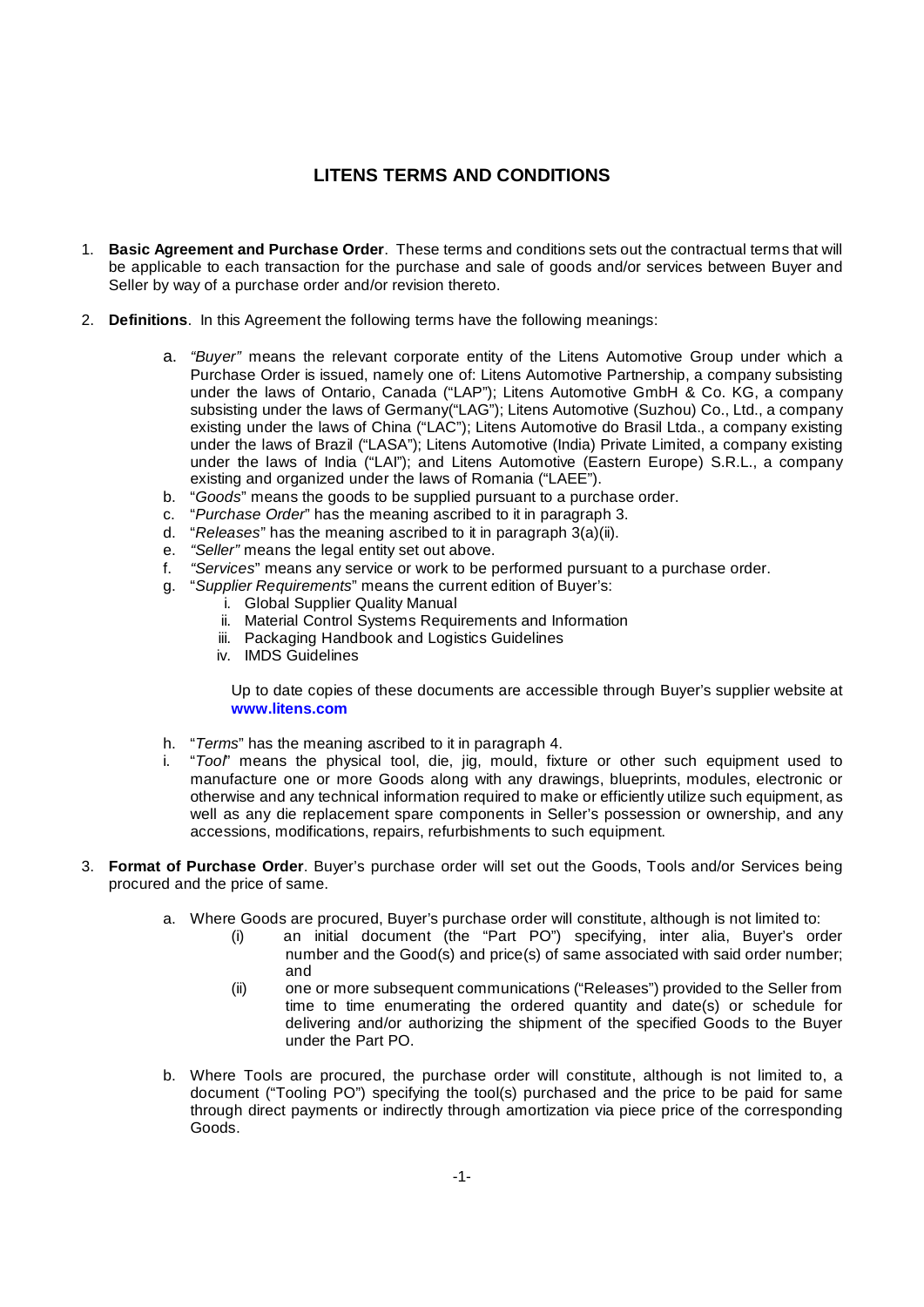# LITENS TERMS AND CONDITIONS

1. **Basic Agreement and Purchase Order**. These terms and conditions sets out the contractual terms that will be applicable to each transaction for the purchase and sale of goods and/or services between Buyer and Seller by way of a purchase order and/or revision thereto.

2. **Definitions**. In this Agreement the following terms have the following meanings:

   a. *"Buyer"* means the relevant corporate entity of the Litens Automotive Group under which a Purchase Order is issued, namely one of: Litens Automotive Partnership, a company subsisting under the laws of Ontario, Canada ("LAP"); Litens Automotive GmbH & Co. KG, a company subsisting under the laws of Germany("LAG"); Litens Automotive (Suzhou) Co., Ltd., a company existing under the laws of China ("LAC"); Litens Automotive do Brasil Ltda., a company existing under the laws of Brazil ("LASA"); Litens Automotive (India) Private Limited, a company existing under the laws of India ("LAI"); and Litens Automotive (Eastern Europe) S.R.L., a company existing and organized under the laws of Romania ("LAEE").
   b. "*Goods*" means the goods to be supplied pursuant to a purchase order.
   c. "*Purchase Order*" has the meaning ascribed to it in paragraph 3.
   d. "*Releases*" has the meaning ascribed to it in paragraph 3(a)(ii).
   e. *"Seller"* means the legal entity set out above.
   f. *"Services"* means any service or work to be performed pursuant to a purchase order.
   g. "*Supplier Requirements*" means the current edition of Buyer's:
      i. Global Supplier Quality Manual
      ii. Material Control Systems Requirements and Information
      iii. Packaging Handbook and Logistics Guidelines
      iv. IMDS Guidelines

      Up to date copies of these documents are accessible through Buyer's supplier website at **www.litens.com**

   h. "*Terms*" has the meaning ascribed to it in paragraph 4.
   i. "*Tool*" means the physical tool, die, jig, mould, fixture or other such equipment used to manufacture one or more Goods along with any drawings, blueprints, modules, electronic or otherwise and any technical information required to make or efficiently utilize such equipment, as well as any die replacement spare components in Seller's possession or ownership, and any accessions, modifications, repairs, refurbishments to such equipment.

3. **Format of Purchase Order**. Buyer's purchase order will set out the Goods, Tools and/or Services being procured and the price of same.

   a. Where Goods are procured, Buyer's purchase order will constitute, although is not limited to:
      (i) an initial document (the "Part PO") specifying, inter alia, Buyer's order number and the Good(s) and price(s) of same associated with said order number; and
      (ii) one or more subsequent communications ("Releases") provided to the Seller from time to time enumerating the ordered quantity and date(s) or schedule for delivering and/or authorizing the shipment of the specified Goods to the Buyer under the Part PO.

   b. Where Tools are procured, the purchase order will constitute, although is not limited to, a document ("Tooling PO") specifying the tool(s) purchased and the price to be paid for same through direct payments or indirectly through amortization via piece price of the corresponding Goods.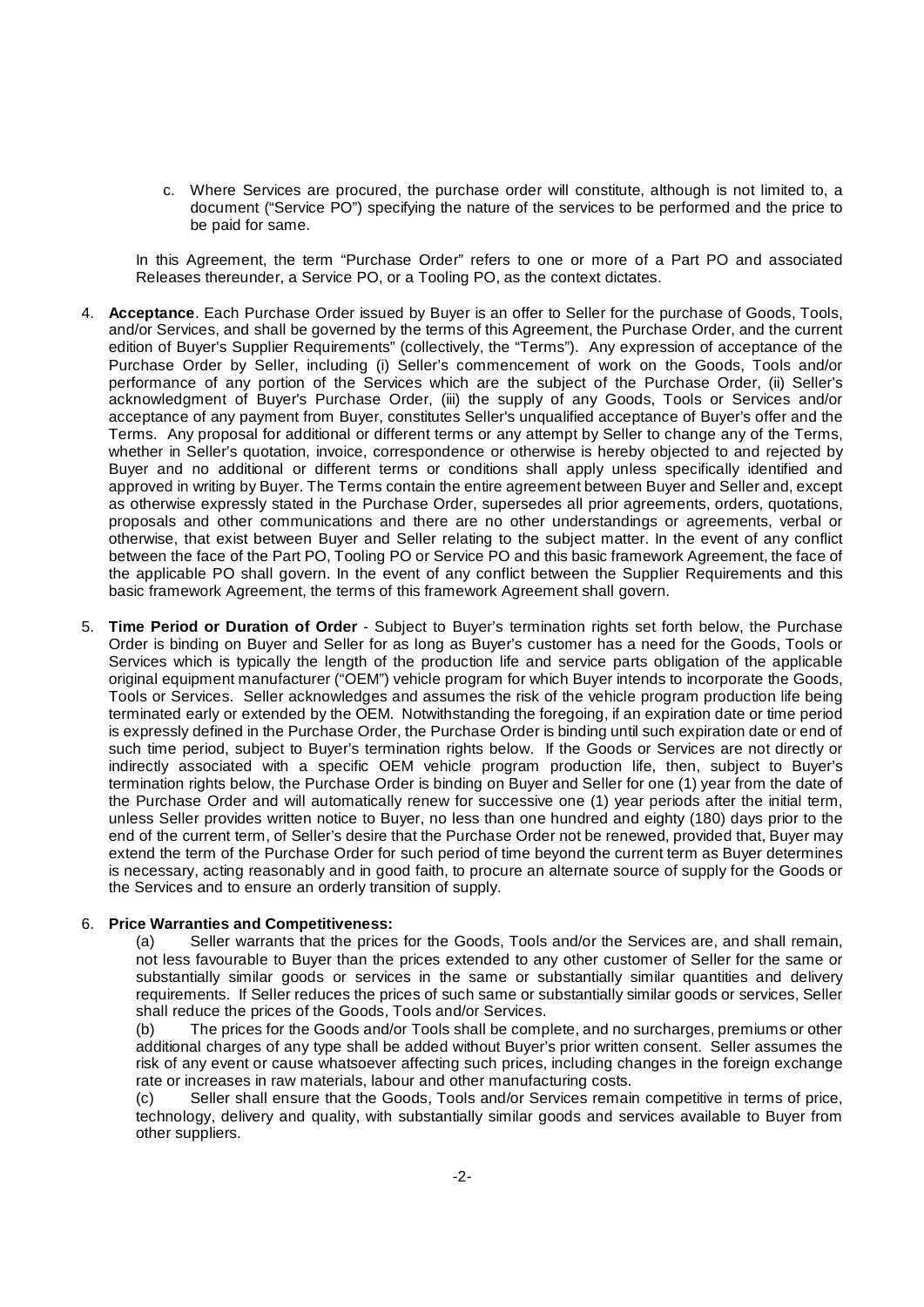c. Where Services are procured, the purchase order will constitute, although is not limited to, a document ("Service PO") specifying the nature of the services to be performed and the price to be paid for same.

In this Agreement, the term "Purchase Order" refers to one or more of a Part PO and associated Releases thereunder, a Service PO, or a Tooling PO, as the context dictates.

4. **Acceptance**. Each Purchase Order issued by Buyer is an offer to Seller for the purchase of Goods, Tools, and/or Services, and shall be governed by the terms of this Agreement, the Purchase Order, and the current edition of Buyer's Supplier Requirements" (collectively, the "Terms"). Any expression of acceptance of the Purchase Order by Seller, including (i) Seller's commencement of work on the Goods, Tools and/or performance of any portion of the Services which are the subject of the Purchase Order, (ii) Seller's acknowledgment of Buyer's Purchase Order, (iii) the supply of any Goods, Tools or Services and/or acceptance of any payment from Buyer, constitutes Seller's unqualified acceptance of Buyer's offer and the Terms. Any proposal for additional or different terms or any attempt by Seller to change any of the Terms, whether in Seller's quotation, invoice, correspondence or otherwise is hereby objected to and rejected by Buyer and no additional or different terms or conditions shall apply unless specifically identified and approved in writing by Buyer. The Terms contain the entire agreement between Buyer and Seller and, except as otherwise expressly stated in the Purchase Order, supersedes all prior agreements, orders, quotations, proposals and other communications and there are no other understandings or agreements, verbal or otherwise, that exist between Buyer and Seller relating to the subject matter. In the event of any conflict between the face of the Part PO, Tooling PO or Service PO and this basic framework Agreement, the face of the applicable PO shall govern. In the event of any conflict between the Supplier Requirements and this basic framework Agreement, the terms of this framework Agreement shall govern.

5. **Time Period or Duration of Order** - Subject to Buyer's termination rights set forth below, the Purchase Order is binding on Buyer and Seller for as long as Buyer's customer has a need for the Goods, Tools or Services which is typically the length of the production life and service parts obligation of the applicable original equipment manufacturer ("OEM") vehicle program for which Buyer intends to incorporate the Goods, Tools or Services. Seller acknowledges and assumes the risk of the vehicle program production life being terminated early or extended by the OEM. Notwithstanding the foregoing, if an expiration date or time period is expressly defined in the Purchase Order, the Purchase Order is binding until such expiration date or end of such time period, subject to Buyer's termination rights below. If the Goods or Services are not directly or indirectly associated with a specific OEM vehicle program production life, then, subject to Buyer's termination rights below, the Purchase Order is binding on Buyer and Seller for one (1) year from the date of the Purchase Order and will automatically renew for successive one (1) year periods after the initial term, unless Seller provides written notice to Buyer, no less than one hundred and eighty (180) days prior to the end of the current term, of Seller's desire that the Purchase Order not be renewed, provided that, Buyer may extend the term of the Purchase Order for such period of time beyond the current term as Buyer determines is necessary, acting reasonably and in good faith, to procure an alternate source of supply for the Goods or the Services and to ensure an orderly transition of supply.

6. **Price Warranties and Competitiveness:**

   (a) Seller warrants that the prices for the Goods, Tools and/or the Services are, and shall remain, not less favourable to Buyer than the prices extended to any other customer of Seller for the same or substantially similar goods or services in the same or substantially similar quantities and delivery requirements. If Seller reduces the prices of such same or substantially similar goods or services, Seller shall reduce the prices of the Goods, Tools and/or Services.

   (b) The prices for the Goods and/or Tools shall be complete, and no surcharges, premiums or other additional charges of any type shall be added without Buyer's prior written consent. Seller assumes the risk of any event or cause whatsoever affecting such prices, including changes in the foreign exchange rate or increases in raw materials, labour and other manufacturing costs.

   (c) Seller shall ensure that the Goods, Tools and/or Services remain competitive in terms of price, technology, delivery and quality, with substantially similar goods and services available to Buyer from other suppliers.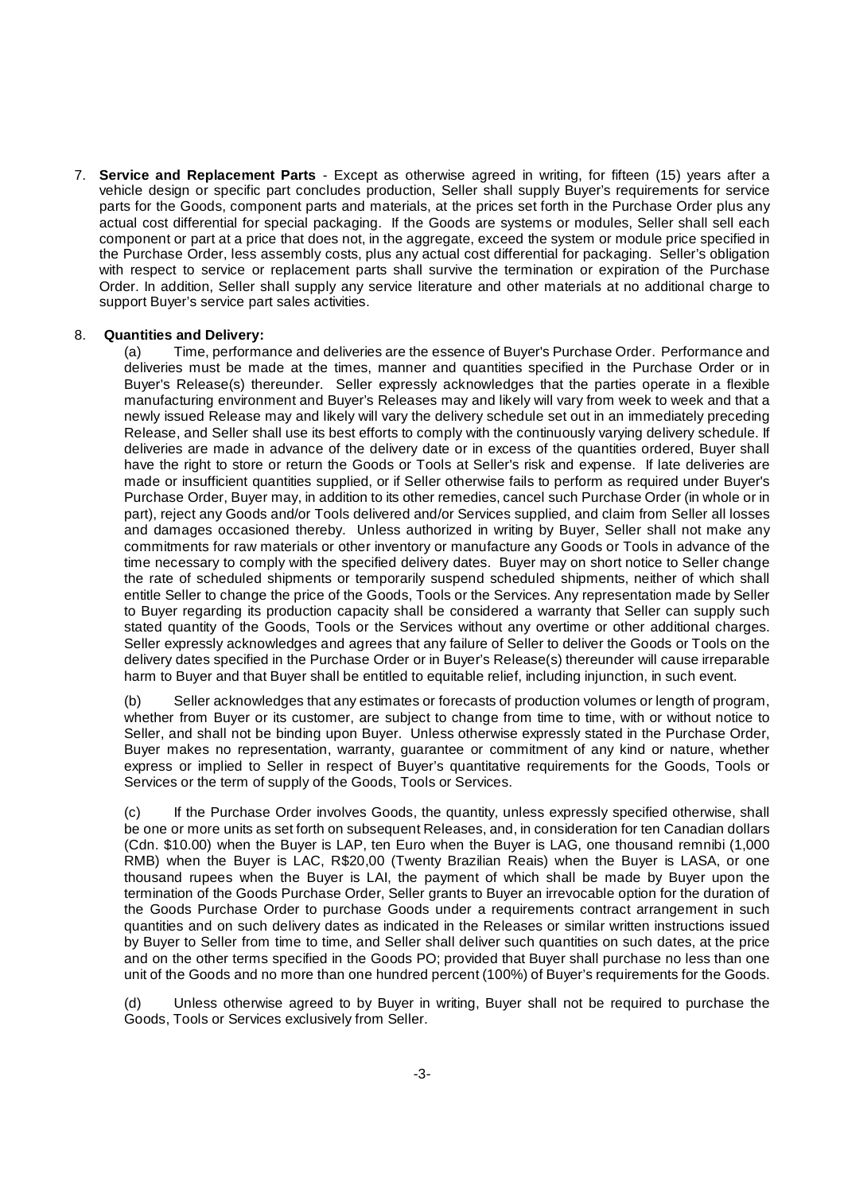7. **Service and Replacement Parts** - Except as otherwise agreed in writing, for fifteen (15) years after a vehicle design or specific part concludes production, Seller shall supply Buyer's requirements for service parts for the Goods, component parts and materials, at the prices set forth in the Purchase Order plus any actual cost differential for special packaging. If the Goods are systems or modules, Seller shall sell each component or part at a price that does not, in the aggregate, exceed the system or module price specified in the Purchase Order, less assembly costs, plus any actual cost differential for packaging. Seller's obligation with respect to service or replacement parts shall survive the termination or expiration of the Purchase Order. In addition, Seller shall supply any service literature and other materials at no additional charge to support Buyer's service part sales activities.

8. **Quantities and Delivery:**

   (a) Time, performance and deliveries are the essence of Buyer's Purchase Order. Performance and deliveries must be made at the times, manner and quantities specified in the Purchase Order or in Buyer's Release(s) thereunder. Seller expressly acknowledges that the parties operate in a flexible manufacturing environment and Buyer's Releases may and likely will vary from week to week and that a newly issued Release may and likely will vary the delivery schedule set out in an immediately preceding Release, and Seller shall use its best efforts to comply with the continuously varying delivery schedule. If deliveries are made in advance of the delivery date or in excess of the quantities ordered, Buyer shall have the right to store or return the Goods or Tools at Seller's risk and expense. If late deliveries are made or insufficient quantities supplied, or if Seller otherwise fails to perform as required under Buyer's Purchase Order, Buyer may, in addition to its other remedies, cancel such Purchase Order (in whole or in part), reject any Goods and/or Tools delivered and/or Services supplied, and claim from Seller all losses and damages occasioned thereby. Unless authorized in writing by Buyer, Seller shall not make any commitments for raw materials or other inventory or manufacture any Goods or Tools in advance of the time necessary to comply with the specified delivery dates. Buyer may on short notice to Seller change the rate of scheduled shipments or temporarily suspend scheduled shipments, neither of which shall entitle Seller to change the price of the Goods, Tools or the Services. Any representation made by Seller to Buyer regarding its production capacity shall be considered a warranty that Seller can supply such stated quantity of the Goods, Tools or the Services without any overtime or other additional charges. Seller expressly acknowledges and agrees that any failure of Seller to deliver the Goods or Tools on the delivery dates specified in the Purchase Order or in Buyer's Release(s) thereunder will cause irreparable harm to Buyer and that Buyer shall be entitled to equitable relief, including injunction, in such event.

   (b) Seller acknowledges that any estimates or forecasts of production volumes or length of program, whether from Buyer or its customer, are subject to change from time to time, with or without notice to Seller, and shall not be binding upon Buyer. Unless otherwise expressly stated in the Purchase Order, Buyer makes no representation, warranty, guarantee or commitment of any kind or nature, whether express or implied to Seller in respect of Buyer's quantitative requirements for the Goods, Tools or Services or the term of supply of the Goods, Tools or Services.

   (c) If the Purchase Order involves Goods, the quantity, unless expressly specified otherwise, shall be one or more units as set forth on subsequent Releases, and, in consideration for ten Canadian dollars (Cdn. $10.00) when the Buyer is LAP, ten Euro when the Buyer is LAG, one thousand remnibi (1,000 RMB) when the Buyer is LAC, R$20,00 (Twenty Brazilian Reais) when the Buyer is LASA, or one thousand rupees when the Buyer is LAI, the payment of which shall be made by Buyer upon the termination of the Goods Purchase Order, Seller grants to Buyer an irrevocable option for the duration of the Goods Purchase Order to purchase Goods under a requirements contract arrangement in such quantities and on such delivery dates as indicated in the Releases or similar written instructions issued by Buyer to Seller from time to time, and Seller shall deliver such quantities on such dates, at the price and on the other terms specified in the Goods PO; provided that Buyer shall purchase no less than one unit of the Goods and no more than one hundred percent (100%) of Buyer's requirements for the Goods.

   (d) Unless otherwise agreed to by Buyer in writing, Buyer shall not be required to purchase the Goods, Tools or Services exclusively from Seller.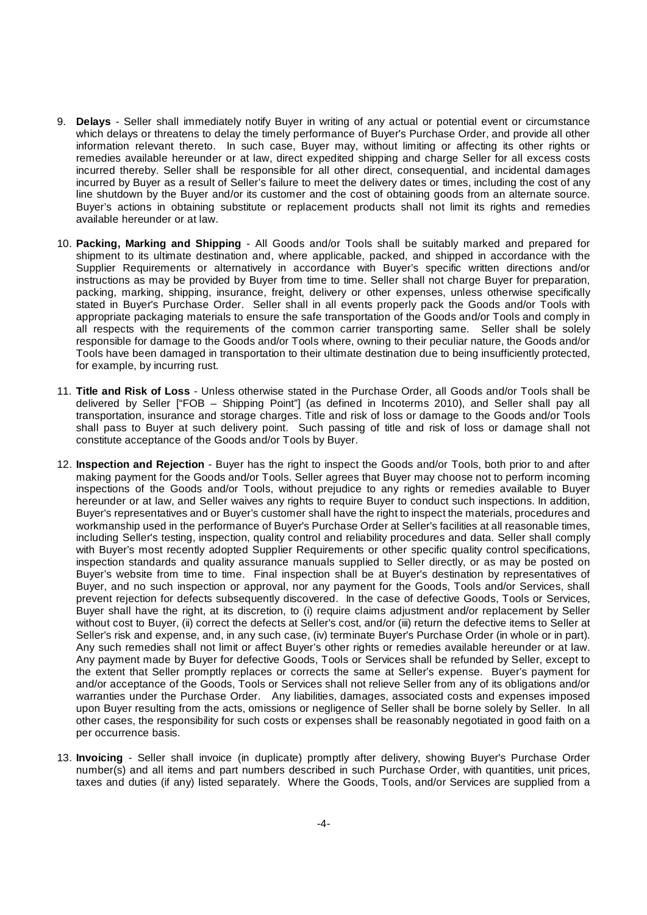9. **Delays** - Seller shall immediately notify Buyer in writing of any actual or potential event or circumstance which delays or threatens to delay the timely performance of Buyer's Purchase Order, and provide all other information relevant thereto. In such case, Buyer may, without limiting or affecting its other rights or remedies available hereunder or at law, direct expedited shipping and charge Seller for all excess costs incurred thereby. Seller shall be responsible for all other direct, consequential, and incidental damages incurred by Buyer as a result of Seller's failure to meet the delivery dates or times, including the cost of any line shutdown by the Buyer and/or its customer and the cost of obtaining goods from an alternate source. Buyer's actions in obtaining substitute or replacement products shall not limit its rights and remedies available hereunder or at law.

10. **Packing, Marking and Shipping** - All Goods and/or Tools shall be suitably marked and prepared for shipment to its ultimate destination and, where applicable, packed, and shipped in accordance with the Supplier Requirements or alternatively in accordance with Buyer's specific written directions and/or instructions as may be provided by Buyer from time to time. Seller shall not charge Buyer for preparation, packing, marking, shipping, insurance, freight, delivery or other expenses, unless otherwise specifically stated in Buyer's Purchase Order. Seller shall in all events properly pack the Goods and/or Tools with appropriate packaging materials to ensure the safe transportation of the Goods and/or Tools and comply in all respects with the requirements of the common carrier transporting same. Seller shall be solely responsible for damage to the Goods and/or Tools where, owning to their peculiar nature, the Goods and/or Tools have been damaged in transportation to their ultimate destination due to being insufficiently protected, for example, by incurring rust.

11. **Title and Risk of Loss** - Unless otherwise stated in the Purchase Order, all Goods and/or Tools shall be delivered by Seller ["FOB – Shipping Point"] (as defined in Incoterms 2010), and Seller shall pay all transportation, insurance and storage charges. Title and risk of loss or damage to the Goods and/or Tools shall pass to Buyer at such delivery point. Such passing of title and risk of loss or damage shall not constitute acceptance of the Goods and/or Tools by Buyer.

12. **Inspection and Rejection** - Buyer has the right to inspect the Goods and/or Tools, both prior to and after making payment for the Goods and/or Tools. Seller agrees that Buyer may choose not to perform incoming inspections of the Goods and/or Tools, without prejudice to any rights or remedies available to Buyer hereunder or at law, and Seller waives any rights to require Buyer to conduct such inspections. In addition, Buyer's representatives and or Buyer's customer shall have the right to inspect the materials, procedures and workmanship used in the performance of Buyer's Purchase Order at Seller's facilities at all reasonable times, including Seller's testing, inspection, quality control and reliability procedures and data. Seller shall comply with Buyer's most recently adopted Supplier Requirements or other specific quality control specifications, inspection standards and quality assurance manuals supplied to Seller directly, or as may be posted on Buyer's website from time to time. Final inspection shall be at Buyer's destination by representatives of Buyer, and no such inspection or approval, nor any payment for the Goods, Tools and/or Services, shall prevent rejection for defects subsequently discovered. In the case of defective Goods, Tools or Services, Buyer shall have the right, at its discretion, to (i) require claims adjustment and/or replacement by Seller without cost to Buyer, (ii) correct the defects at Seller's cost, and/or (iii) return the defective items to Seller at Seller's risk and expense, and, in any such case, (iv) terminate Buyer's Purchase Order (in whole or in part). Any such remedies shall not limit or affect Buyer's other rights or remedies available hereunder or at law. Any payment made by Buyer for defective Goods, Tools or Services shall be refunded by Seller, except to the extent that Seller promptly replaces or corrects the same at Seller's expense. Buyer's payment for and/or acceptance of the Goods, Tools or Services shall not relieve Seller from any of its obligations and/or warranties under the Purchase Order. Any liabilities, damages, associated costs and expenses imposed upon Buyer resulting from the acts, omissions or negligence of Seller shall be borne solely by Seller. In all other cases, the responsibility for such costs or expenses shall be reasonably negotiated in good faith on a per occurrence basis.

13. **Invoicing** - Seller shall invoice (in duplicate) promptly after delivery, showing Buyer's Purchase Order number(s) and all items and part numbers described in such Purchase Order, with quantities, unit prices, taxes and duties (if any) listed separately. Where the Goods, Tools, and/or Services are supplied from a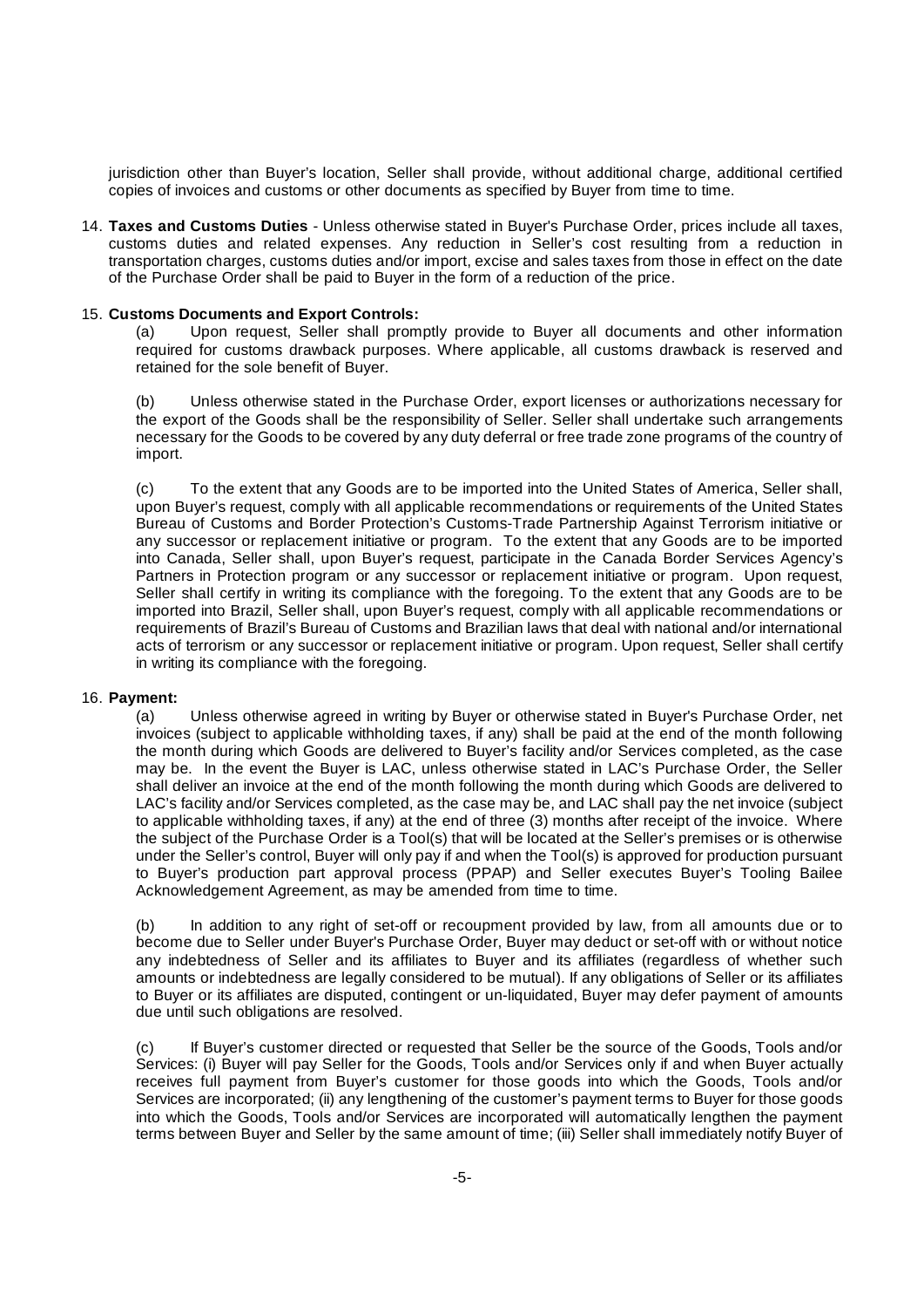jurisdiction other than Buyer's location, Seller shall provide, without additional charge, additional certified copies of invoices and customs or other documents as specified by Buyer from time to time.

14. **Taxes and Customs Duties** - Unless otherwise stated in Buyer's Purchase Order, prices include all taxes, customs duties and related expenses. Any reduction in Seller's cost resulting from a reduction in transportation charges, customs duties and/or import, excise and sales taxes from those in effect on the date of the Purchase Order shall be paid to Buyer in the form of a reduction of the price.

15. **Customs Documents and Export Controls:**

(a) Upon request, Seller shall promptly provide to Buyer all documents and other information required for customs drawback purposes. Where applicable, all customs drawback is reserved and retained for the sole benefit of Buyer.

(b) Unless otherwise stated in the Purchase Order, export licenses or authorizations necessary for the export of the Goods shall be the responsibility of Seller. Seller shall undertake such arrangements necessary for the Goods to be covered by any duty deferral or free trade zone programs of the country of import.

(c) To the extent that any Goods are to be imported into the United States of America, Seller shall, upon Buyer's request, comply with all applicable recommendations or requirements of the United States Bureau of Customs and Border Protection's Customs-Trade Partnership Against Terrorism initiative or any successor or replacement initiative or program. To the extent that any Goods are to be imported into Canada, Seller shall, upon Buyer's request, participate in the Canada Border Services Agency's Partners in Protection program or any successor or replacement initiative or program. Upon request, Seller shall certify in writing its compliance with the foregoing. To the extent that any Goods are to be imported into Brazil, Seller shall, upon Buyer's request, comply with all applicable recommendations or requirements of Brazil's Bureau of Customs and Brazilian laws that deal with national and/or international acts of terrorism or any successor or replacement initiative or program. Upon request, Seller shall certify in writing its compliance with the foregoing.

16. **Payment:**

(a) Unless otherwise agreed in writing by Buyer or otherwise stated in Buyer's Purchase Order, net invoices (subject to applicable withholding taxes, if any) shall be paid at the end of the month following the month during which Goods are delivered to Buyer's facility and/or Services completed, as the case may be. In the event the Buyer is LAC, unless otherwise stated in LAC's Purchase Order, the Seller shall deliver an invoice at the end of the month following the month during which Goods are delivered to LAC's facility and/or Services completed, as the case may be, and LAC shall pay the net invoice (subject to applicable withholding taxes, if any) at the end of three (3) months after receipt of the invoice. Where the subject of the Purchase Order is a Tool(s) that will be located at the Seller's premises or is otherwise under the Seller's control, Buyer will only pay if and when the Tool(s) is approved for production pursuant to Buyer's production part approval process (PPAP) and Seller executes Buyer's Tooling Bailee Acknowledgement Agreement, as may be amended from time to time.

(b) In addition to any right of set-off or recoupment provided by law, from all amounts due or to become due to Seller under Buyer's Purchase Order, Buyer may deduct or set-off with or without notice any indebtedness of Seller and its affiliates to Buyer and its affiliates (regardless of whether such amounts or indebtedness are legally considered to be mutual). If any obligations of Seller or its affiliates to Buyer or its affiliates are disputed, contingent or un-liquidated, Buyer may defer payment of amounts due until such obligations are resolved.

(c) If Buyer's customer directed or requested that Seller be the source of the Goods, Tools and/or Services: (i) Buyer will pay Seller for the Goods, Tools and/or Services only if and when Buyer actually receives full payment from Buyer's customer for those goods into which the Goods, Tools and/or Services are incorporated; (ii) any lengthening of the customer's payment terms to Buyer for those goods into which the Goods, Tools and/or Services are incorporated will automatically lengthen the payment terms between Buyer and Seller by the same amount of time; (iii) Seller shall immediately notify Buyer of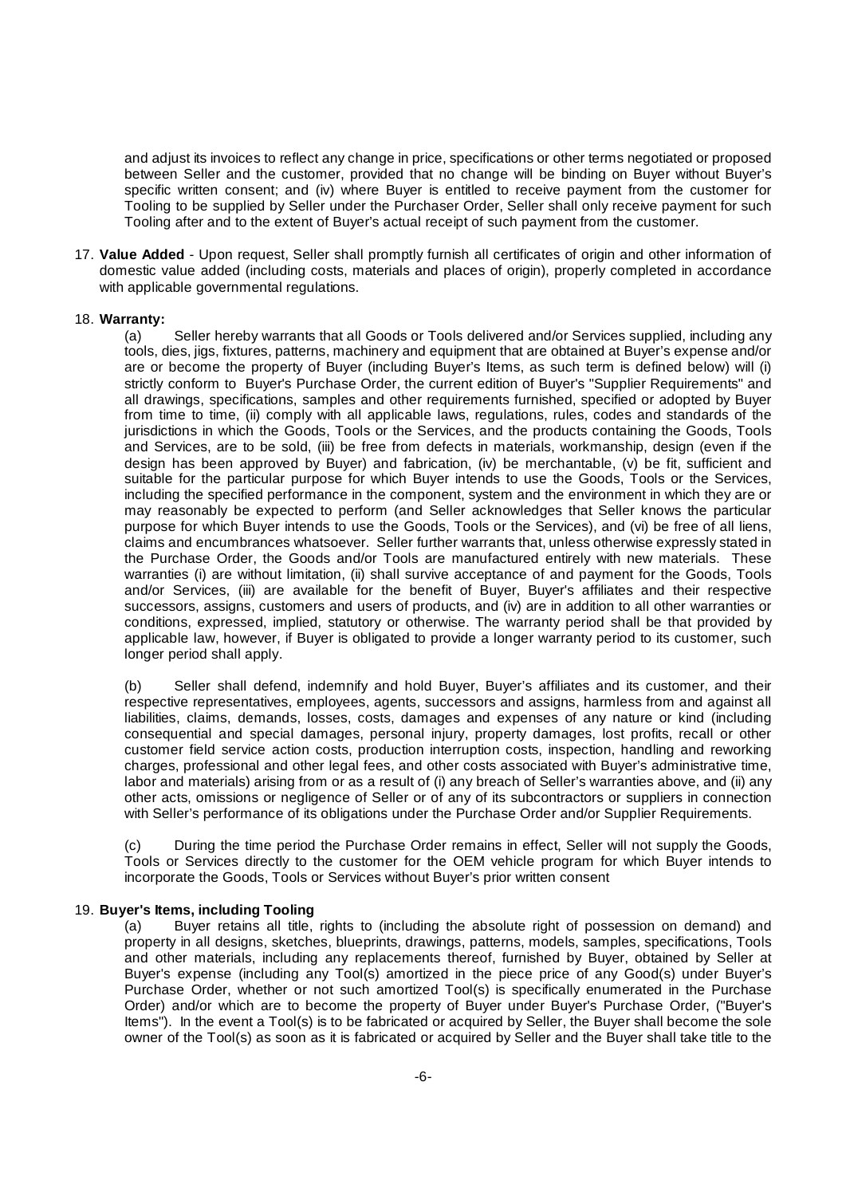and adjust its invoices to reflect any change in price, specifications or other terms negotiated or proposed between Seller and the customer, provided that no change will be binding on Buyer without Buyer's specific written consent; and (iv) where Buyer is entitled to receive payment from the customer for Tooling to be supplied by Seller under the Purchaser Order, Seller shall only receive payment for such Tooling after and to the extent of Buyer's actual receipt of such payment from the customer.

17. **Value Added** - Upon request, Seller shall promptly furnish all certificates of origin and other information of domestic value added (including costs, materials and places of origin), properly completed in accordance with applicable governmental regulations.

18. **Warranty:**

(a) Seller hereby warrants that all Goods or Tools delivered and/or Services supplied, including any tools, dies, jigs, fixtures, patterns, machinery and equipment that are obtained at Buyer's expense and/or are or become the property of Buyer (including Buyer's Items, as such term is defined below) will (i) strictly conform to Buyer's Purchase Order, the current edition of Buyer's "Supplier Requirements" and all drawings, specifications, samples and other requirements furnished, specified or adopted by Buyer from time to time, (ii) comply with all applicable laws, regulations, rules, codes and standards of the jurisdictions in which the Goods, Tools or the Services, and the products containing the Goods, Tools and Services, are to be sold, (iii) be free from defects in materials, workmanship, design (even if the design has been approved by Buyer) and fabrication, (iv) be merchantable, (v) be fit, sufficient and suitable for the particular purpose for which Buyer intends to use the Goods, Tools or the Services, including the specified performance in the component, system and the environment in which they are or may reasonably be expected to perform (and Seller acknowledges that Seller knows the particular purpose for which Buyer intends to use the Goods, Tools or the Services), and (vi) be free of all liens, claims and encumbrances whatsoever. Seller further warrants that, unless otherwise expressly stated in the Purchase Order, the Goods and/or Tools are manufactured entirely with new materials. These warranties (i) are without limitation, (ii) shall survive acceptance of and payment for the Goods, Tools and/or Services, (iii) are available for the benefit of Buyer, Buyer's affiliates and their respective successors, assigns, customers and users of products, and (iv) are in addition to all other warranties or conditions, expressed, implied, statutory or otherwise. The warranty period shall be that provided by applicable law, however, if Buyer is obligated to provide a longer warranty period to its customer, such longer period shall apply.

(b) Seller shall defend, indemnify and hold Buyer, Buyer's affiliates and its customer, and their respective representatives, employees, agents, successors and assigns, harmless from and against all liabilities, claims, demands, losses, costs, damages and expenses of any nature or kind (including consequential and special damages, personal injury, property damages, lost profits, recall or other customer field service action costs, production interruption costs, inspection, handling and reworking charges, professional and other legal fees, and other costs associated with Buyer's administrative time, labor and materials) arising from or as a result of (i) any breach of Seller's warranties above, and (ii) any other acts, omissions or negligence of Seller or of any of its subcontractors or suppliers in connection with Seller's performance of its obligations under the Purchase Order and/or Supplier Requirements.

(c) During the time period the Purchase Order remains in effect, Seller will not supply the Goods, Tools or Services directly to the customer for the OEM vehicle program for which Buyer intends to incorporate the Goods, Tools or Services without Buyer's prior written consent

19. **Buyer's Items, including Tooling**

(a) Buyer retains all title, rights to (including the absolute right of possession on demand) and property in all designs, sketches, blueprints, drawings, patterns, models, samples, specifications, Tools and other materials, including any replacements thereof, furnished by Buyer, obtained by Seller at Buyer's expense (including any Tool(s) amortized in the piece price of any Good(s) under Buyer's Purchase Order, whether or not such amortized Tool(s) is specifically enumerated in the Purchase Order) and/or which are to become the property of Buyer under Buyer's Purchase Order, ("Buyer's Items"). In the event a Tool(s) is to be fabricated or acquired by Seller, the Buyer shall become the sole owner of the Tool(s) as soon as it is fabricated or acquired by Seller and the Buyer shall take title to the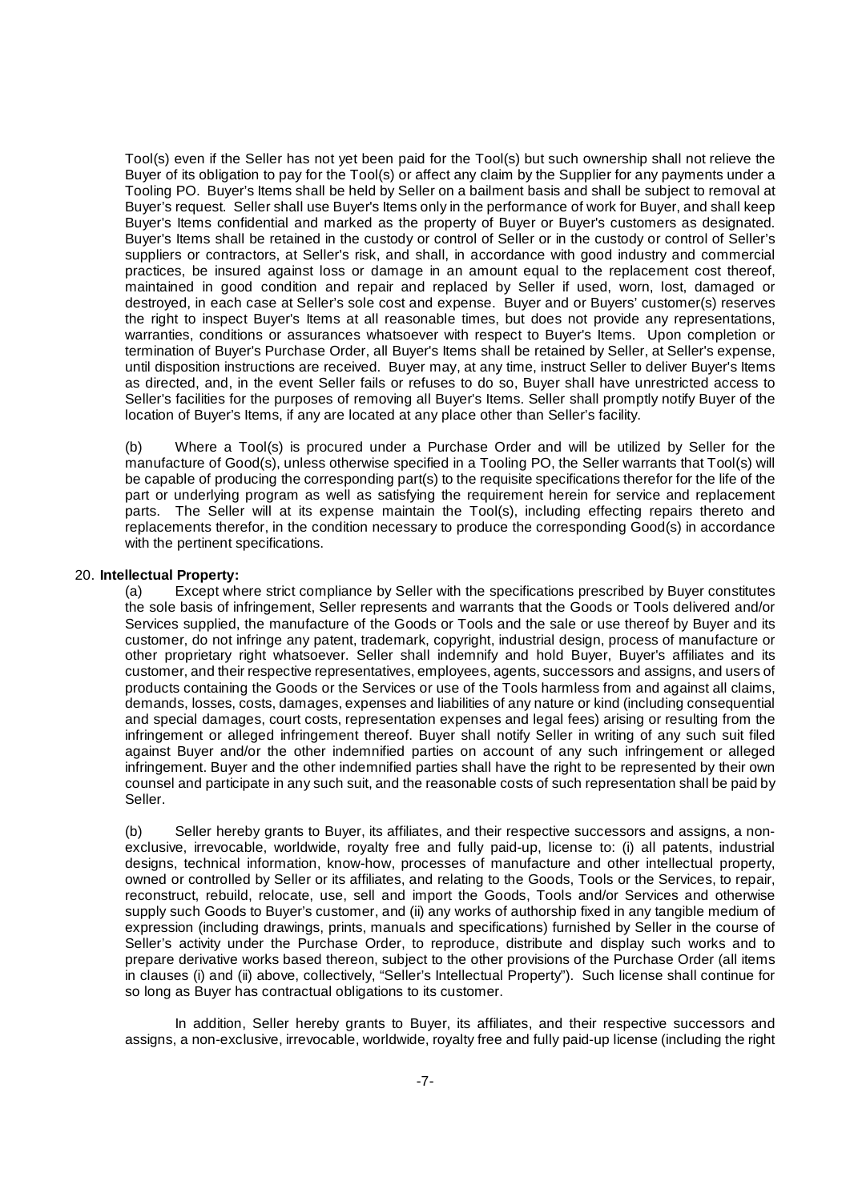Tool(s) even if the Seller has not yet been paid for the Tool(s) but such ownership shall not relieve the Buyer of its obligation to pay for the Tool(s) or affect any claim by the Supplier for any payments under a Tooling PO. Buyer's Items shall be held by Seller on a bailment basis and shall be subject to removal at Buyer's request. Seller shall use Buyer's Items only in the performance of work for Buyer, and shall keep Buyer's Items confidential and marked as the property of Buyer or Buyer's customers as designated. Buyer's Items shall be retained in the custody or control of Seller or in the custody or control of Seller's suppliers or contractors, at Seller's risk, and shall, in accordance with good industry and commercial practices, be insured against loss or damage in an amount equal to the replacement cost thereof, maintained in good condition and repair and replaced by Seller if used, worn, lost, damaged or destroyed, in each case at Seller's sole cost and expense. Buyer and or Buyers' customer(s) reserves the right to inspect Buyer's Items at all reasonable times, but does not provide any representations, warranties, conditions or assurances whatsoever with respect to Buyer's Items. Upon completion or termination of Buyer's Purchase Order, all Buyer's Items shall be retained by Seller, at Seller's expense, until disposition instructions are received. Buyer may, at any time, instruct Seller to deliver Buyer's Items as directed, and, in the event Seller fails or refuses to do so, Buyer shall have unrestricted access to Seller's facilities for the purposes of removing all Buyer's Items. Seller shall promptly notify Buyer of the location of Buyer's Items, if any are located at any place other than Seller's facility.

(b) Where a Tool(s) is procured under a Purchase Order and will be utilized by Seller for the manufacture of Good(s), unless otherwise specified in a Tooling PO, the Seller warrants that Tool(s) will be capable of producing the corresponding part(s) to the requisite specifications therefor for the life of the part or underlying program as well as satisfying the requirement herein for service and replacement parts. The Seller will at its expense maintain the Tool(s), including effecting repairs thereto and replacements therefor, in the condition necessary to produce the corresponding Good(s) in accordance with the pertinent specifications.

20. **Intellectual Property:**

(a) Except where strict compliance by Seller with the specifications prescribed by Buyer constitutes the sole basis of infringement, Seller represents and warrants that the Goods or Tools delivered and/or Services supplied, the manufacture of the Goods or Tools and the sale or use thereof by Buyer and its customer, do not infringe any patent, trademark, copyright, industrial design, process of manufacture or other proprietary right whatsoever. Seller shall indemnify and hold Buyer, Buyer's affiliates and its customer, and their respective representatives, employees, agents, successors and assigns, and users of products containing the Goods or the Services or use of the Tools harmless from and against all claims, demands, losses, costs, damages, expenses and liabilities of any nature or kind (including consequential and special damages, court costs, representation expenses and legal fees) arising or resulting from the infringement or alleged infringement thereof. Buyer shall notify Seller in writing of any such suit filed against Buyer and/or the other indemnified parties on account of any such infringement or alleged infringement. Buyer and the other indemnified parties shall have the right to be represented by their own counsel and participate in any such suit, and the reasonable costs of such representation shall be paid by Seller.

(b) Seller hereby grants to Buyer, its affiliates, and their respective successors and assigns, a non-exclusive, irrevocable, worldwide, royalty free and fully paid-up, license to: (i) all patents, industrial designs, technical information, know-how, processes of manufacture and other intellectual property, owned or controlled by Seller or its affiliates, and relating to the Goods, Tools or the Services, to repair, reconstruct, rebuild, relocate, use, sell and import the Goods, Tools and/or Services and otherwise supply such Goods to Buyer's customer, and (ii) any works of authorship fixed in any tangible medium of expression (including drawings, prints, manuals and specifications) furnished by Seller in the course of Seller's activity under the Purchase Order, to reproduce, distribute and display such works and to prepare derivative works based thereon, subject to the other provisions of the Purchase Order (all items in clauses (i) and (ii) above, collectively, "Seller's Intellectual Property"). Such license shall continue for so long as Buyer has contractual obligations to its customer.

In addition, Seller hereby grants to Buyer, its affiliates, and their respective successors and assigns, a non-exclusive, irrevocable, worldwide, royalty free and fully paid-up license (including the right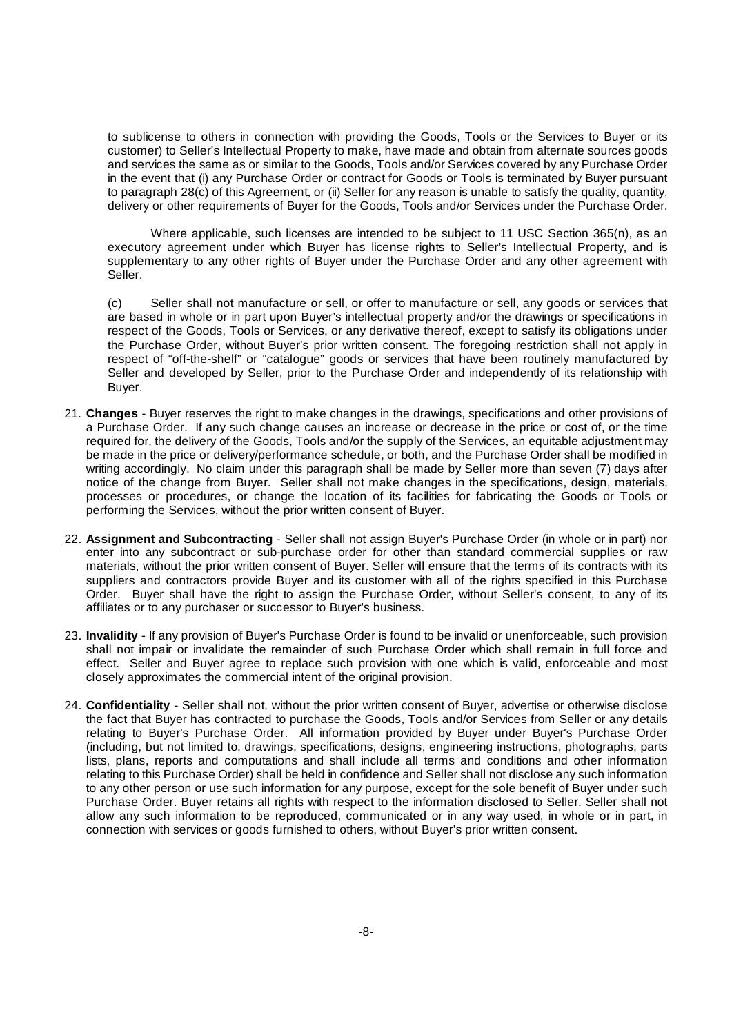to sublicense to others in connection with providing the Goods, Tools or the Services to Buyer or its customer) to Seller's Intellectual Property to make, have made and obtain from alternate sources goods and services the same as or similar to the Goods, Tools and/or Services covered by any Purchase Order in the event that (i) any Purchase Order or contract for Goods or Tools is terminated by Buyer pursuant to paragraph 28(c) of this Agreement, or (ii) Seller for any reason is unable to satisfy the quality, quantity, delivery or other requirements of Buyer for the Goods, Tools and/or Services under the Purchase Order.

Where applicable, such licenses are intended to be subject to 11 USC Section 365(n), as an executory agreement under which Buyer has license rights to Seller's Intellectual Property, and is supplementary to any other rights of Buyer under the Purchase Order and any other agreement with Seller.

(c) Seller shall not manufacture or sell, or offer to manufacture or sell, any goods or services that are based in whole or in part upon Buyer's intellectual property and/or the drawings or specifications in respect of the Goods, Tools or Services, or any derivative thereof, except to satisfy its obligations under the Purchase Order, without Buyer's prior written consent. The foregoing restriction shall not apply in respect of "off-the-shelf" or "catalogue" goods or services that have been routinely manufactured by Seller and developed by Seller, prior to the Purchase Order and independently of its relationship with Buyer.

21. **Changes** - Buyer reserves the right to make changes in the drawings, specifications and other provisions of a Purchase Order. If any such change causes an increase or decrease in the price or cost of, or the time required for, the delivery of the Goods, Tools and/or the supply of the Services, an equitable adjustment may be made in the price or delivery/performance schedule, or both, and the Purchase Order shall be modified in writing accordingly. No claim under this paragraph shall be made by Seller more than seven (7) days after notice of the change from Buyer. Seller shall not make changes in the specifications, design, materials, processes or procedures, or change the location of its facilities for fabricating the Goods or Tools or performing the Services, without the prior written consent of Buyer.

22. **Assignment and Subcontracting** - Seller shall not assign Buyer's Purchase Order (in whole or in part) nor enter into any subcontract or sub-purchase order for other than standard commercial supplies or raw materials, without the prior written consent of Buyer. Seller will ensure that the terms of its contracts with its suppliers and contractors provide Buyer and its customer with all of the rights specified in this Purchase Order. Buyer shall have the right to assign the Purchase Order, without Seller's consent, to any of its affiliates or to any purchaser or successor to Buyer's business.

23. **Invalidity** - If any provision of Buyer's Purchase Order is found to be invalid or unenforceable, such provision shall not impair or invalidate the remainder of such Purchase Order which shall remain in full force and effect. Seller and Buyer agree to replace such provision with one which is valid, enforceable and most closely approximates the commercial intent of the original provision.

24. **Confidentiality** - Seller shall not, without the prior written consent of Buyer, advertise or otherwise disclose the fact that Buyer has contracted to purchase the Goods, Tools and/or Services from Seller or any details relating to Buyer's Purchase Order. All information provided by Buyer under Buyer's Purchase Order (including, but not limited to, drawings, specifications, designs, engineering instructions, photographs, parts lists, plans, reports and computations and shall include all terms and conditions and other information relating to this Purchase Order) shall be held in confidence and Seller shall not disclose any such information to any other person or use such information for any purpose, except for the sole benefit of Buyer under such Purchase Order. Buyer retains all rights with respect to the information disclosed to Seller. Seller shall not allow any such information to be reproduced, communicated or in any way used, in whole or in part, in connection with services or goods furnished to others, without Buyer's prior written consent.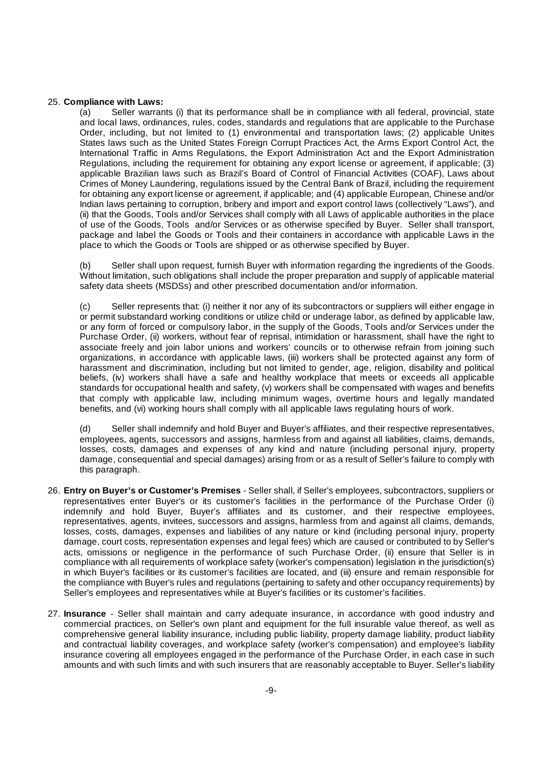25. **Compliance with Laws:**

(a) Seller warrants (i) that its performance shall be in compliance with all federal, provincial, state and local laws, ordinances, rules, codes, standards and regulations that are applicable to the Purchase Order, including, but not limited to (1) environmental and transportation laws; (2) applicable Unites States laws such as the United States Foreign Corrupt Practices Act, the Arms Export Control Act, the International Traffic in Arms Regulations, the Export Administration Act and the Export Administration Regulations, including the requirement for obtaining any export license or agreement, if applicable; (3) applicable Brazilian laws such as Brazil's Board of Control of Financial Activities (COAF), Laws about Crimes of Money Laundering, regulations issued by the Central Bank of Brazil, including the requirement for obtaining any export license or agreement, if applicable; and (4) applicable European, Chinese and/or Indian laws pertaining to corruption, bribery and import and export control laws (collectively "Laws"), and (ii) that the Goods, Tools and/or Services shall comply with all Laws of applicable authorities in the place of use of the Goods, Tools and/or Services or as otherwise specified by Buyer. Seller shall transport, package and label the Goods or Tools and their containers in accordance with applicable Laws in the place to which the Goods or Tools are shipped or as otherwise specified by Buyer.

(b) Seller shall upon request, furnish Buyer with information regarding the ingredients of the Goods. Without limitation, such obligations shall include the proper preparation and supply of applicable material safety data sheets (MSDSs) and other prescribed documentation and/or information.

(c) Seller represents that: (i) neither it nor any of its subcontractors or suppliers will either engage in or permit substandard working conditions or utilize child or underage labor, as defined by applicable law, or any form of forced or compulsory labor, in the supply of the Goods, Tools and/or Services under the Purchase Order, (ii) workers, without fear of reprisal, intimidation or harassment, shall have the right to associate freely and join labor unions and workers' councils or to otherwise refrain from joining such organizations, in accordance with applicable laws, (iii) workers shall be protected against any form of harassment and discrimination, including but not limited to gender, age, religion, disability and political beliefs, (iv) workers shall have a safe and healthy workplace that meets or exceeds all applicable standards for occupational health and safety, (v) workers shall be compensated with wages and benefits that comply with applicable law, including minimum wages, overtime hours and legally mandated benefits, and (vi) working hours shall comply with all applicable laws regulating hours of work.

(d) Seller shall indemnify and hold Buyer and Buyer's affiliates, and their respective representatives, employees, agents, successors and assigns, harmless from and against all liabilities, claims, demands, losses, costs, damages and expenses of any kind and nature (including personal injury, property damage, consequential and special damages) arising from or as a result of Seller's failure to comply with this paragraph.

26. **Entry on Buyer's or Customer's Premises** - Seller shall, if Seller's employees, subcontractors, suppliers or representatives enter Buyer's or its customer's facilities in the performance of the Purchase Order (i) indemnify and hold Buyer, Buyer's affiliates and its customer, and their respective employees, representatives, agents, invitees, successors and assigns, harmless from and against all claims, demands, losses, costs, damages, expenses and liabilities of any nature or kind (including personal injury, property damage, court costs, representation expenses and legal fees) which are caused or contributed to by Seller's acts, omissions or negligence in the performance of such Purchase Order, (ii) ensure that Seller is in compliance with all requirements of workplace safety (worker's compensation) legislation in the jurisdiction(s) in which Buyer's facilities or its customer's facilities are located, and (iii) ensure and remain responsible for the compliance with Buyer's rules and regulations (pertaining to safety and other occupancy requirements) by Seller's employees and representatives while at Buyer's facilities or its customer's facilities.

27. **Insurance** - Seller shall maintain and carry adequate insurance, in accordance with good industry and commercial practices, on Seller's own plant and equipment for the full insurable value thereof, as well as comprehensive general liability insurance, including public liability, property damage liability, product liability and contractual liability coverages, and workplace safety (worker's compensation) and employee's liability insurance covering all employees engaged in the performance of the Purchase Order, in each case in such amounts and with such limits and with such insurers that are reasonably acceptable to Buyer. Seller's liability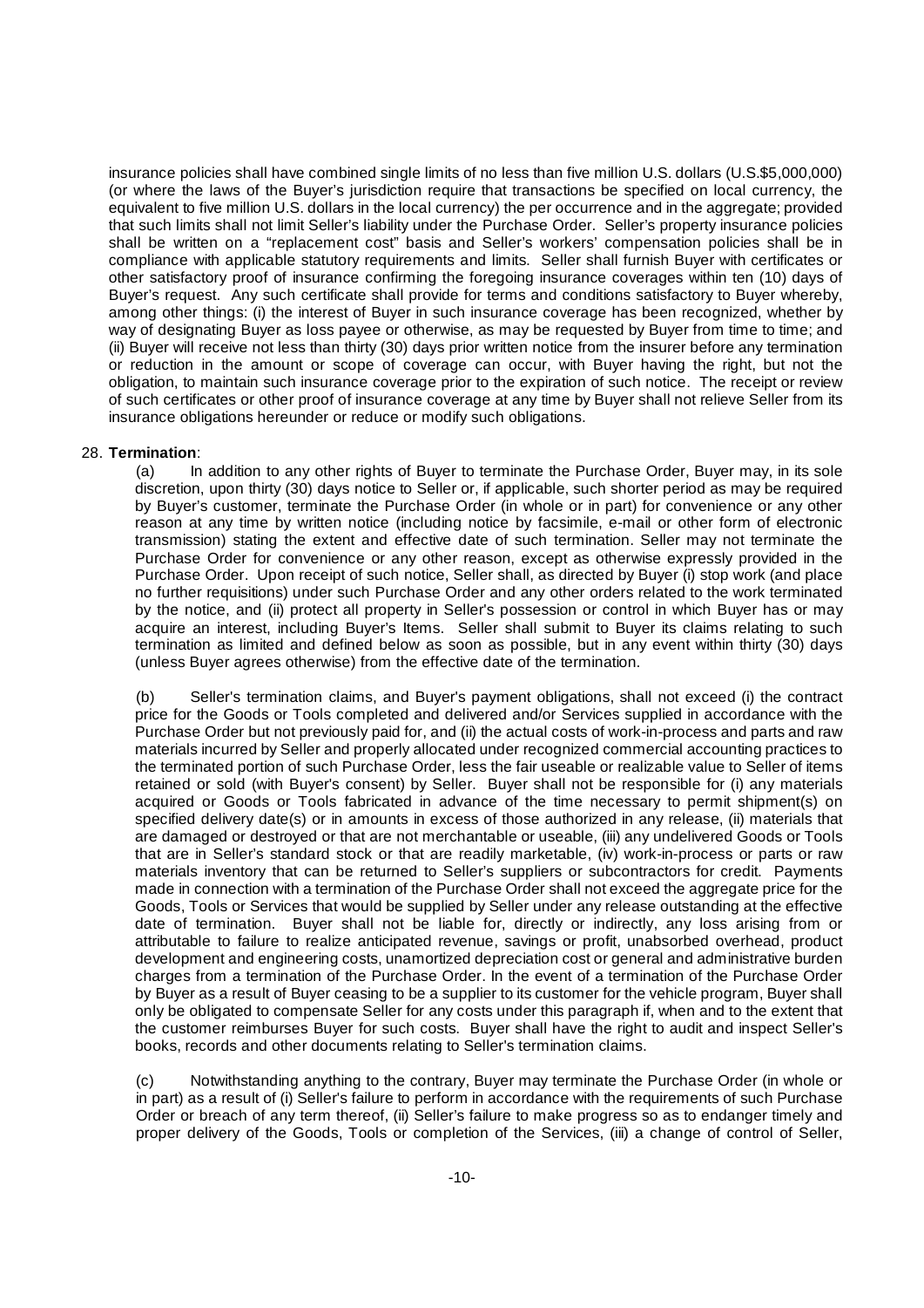insurance policies shall have combined single limits of no less than five million U.S. dollars (U.S.$5,000,000) (or where the laws of the Buyer's jurisdiction require that transactions be specified on local currency, the equivalent to five million U.S. dollars in the local currency) the per occurrence and in the aggregate; provided that such limits shall not limit Seller's liability under the Purchase Order. Seller's property insurance policies shall be written on a "replacement cost" basis and Seller's workers' compensation policies shall be in compliance with applicable statutory requirements and limits. Seller shall furnish Buyer with certificates or other satisfactory proof of insurance confirming the foregoing insurance coverages within ten (10) days of Buyer's request. Any such certificate shall provide for terms and conditions satisfactory to Buyer whereby, among other things: (i) the interest of Buyer in such insurance coverage has been recognized, whether by way of designating Buyer as loss payee or otherwise, as may be requested by Buyer from time to time; and (ii) Buyer will receive not less than thirty (30) days prior written notice from the insurer before any termination or reduction in the amount or scope of coverage can occur, with Buyer having the right, but not the obligation, to maintain such insurance coverage prior to the expiration of such notice. The receipt or review of such certificates or other proof of insurance coverage at any time by Buyer shall not relieve Seller from its insurance obligations hereunder or reduce or modify such obligations.

28. **Termination**:

(a) In addition to any other rights of Buyer to terminate the Purchase Order, Buyer may, in its sole discretion, upon thirty (30) days notice to Seller or, if applicable, such shorter period as may be required by Buyer's customer, terminate the Purchase Order (in whole or in part) for convenience or any other reason at any time by written notice (including notice by facsimile, e-mail or other form of electronic transmission) stating the extent and effective date of such termination. Seller may not terminate the Purchase Order for convenience or any other reason, except as otherwise expressly provided in the Purchase Order. Upon receipt of such notice, Seller shall, as directed by Buyer (i) stop work (and place no further requisitions) under such Purchase Order and any other orders related to the work terminated by the notice, and (ii) protect all property in Seller's possession or control in which Buyer has or may acquire an interest, including Buyer's Items. Seller shall submit to Buyer its claims relating to such termination as limited and defined below as soon as possible, but in any event within thirty (30) days (unless Buyer agrees otherwise) from the effective date of the termination.

(b) Seller's termination claims, and Buyer's payment obligations, shall not exceed (i) the contract price for the Goods or Tools completed and delivered and/or Services supplied in accordance with the Purchase Order but not previously paid for, and (ii) the actual costs of work-in-process and parts and raw materials incurred by Seller and properly allocated under recognized commercial accounting practices to the terminated portion of such Purchase Order, less the fair useable or realizable value to Seller of items retained or sold (with Buyer's consent) by Seller. Buyer shall not be responsible for (i) any materials acquired or Goods or Tools fabricated in advance of the time necessary to permit shipment(s) on specified delivery date(s) or in amounts in excess of those authorized in any release, (ii) materials that are damaged or destroyed or that are not merchantable or useable, (iii) any undelivered Goods or Tools that are in Seller's standard stock or that are readily marketable, (iv) work-in-process or parts or raw materials inventory that can be returned to Seller's suppliers or subcontractors for credit. Payments made in connection with a termination of the Purchase Order shall not exceed the aggregate price for the Goods, Tools or Services that would be supplied by Seller under any release outstanding at the effective date of termination. Buyer shall not be liable for, directly or indirectly, any loss arising from or attributable to failure to realize anticipated revenue, savings or profit, unabsorbed overhead, product development and engineering costs, unamortized depreciation cost or general and administrative burden charges from a termination of the Purchase Order. In the event of a termination of the Purchase Order by Buyer as a result of Buyer ceasing to be a supplier to its customer for the vehicle program, Buyer shall only be obligated to compensate Seller for any costs under this paragraph if, when and to the extent that the customer reimburses Buyer for such costs. Buyer shall have the right to audit and inspect Seller's books, records and other documents relating to Seller's termination claims.

(c) Notwithstanding anything to the contrary, Buyer may terminate the Purchase Order (in whole or in part) as a result of (i) Seller's failure to perform in accordance with the requirements of such Purchase Order or breach of any term thereof, (ii) Seller's failure to make progress so as to endanger timely and proper delivery of the Goods, Tools or completion of the Services, (iii) a change of control of Seller,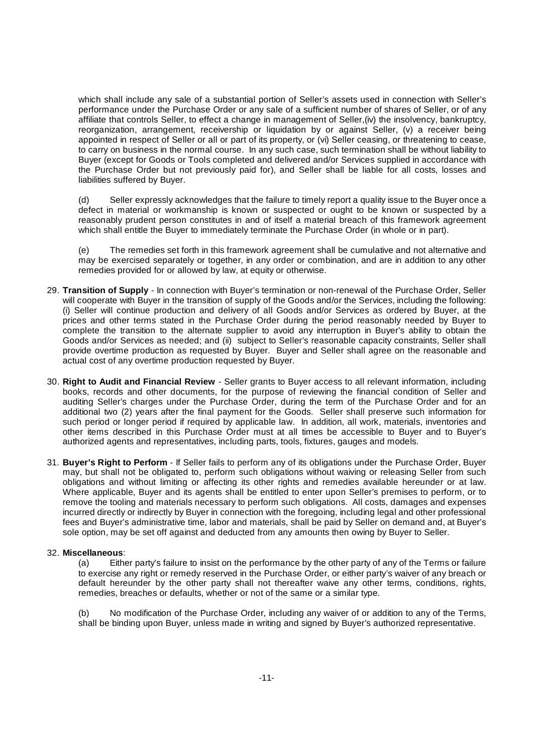which shall include any sale of a substantial portion of Seller's assets used in connection with Seller's performance under the Purchase Order or any sale of a sufficient number of shares of Seller, or of any affiliate that controls Seller, to effect a change in management of Seller,(iv) the insolvency, bankruptcy, reorganization, arrangement, receivership or liquidation by or against Seller, (v) a receiver being appointed in respect of Seller or all or part of its property, or (vi) Seller ceasing, or threatening to cease, to carry on business in the normal course. In any such case, such termination shall be without liability to Buyer (except for Goods or Tools completed and delivered and/or Services supplied in accordance with the Purchase Order but not previously paid for), and Seller shall be liable for all costs, losses and liabilities suffered by Buyer.

(d) Seller expressly acknowledges that the failure to timely report a quality issue to the Buyer once a defect in material or workmanship is known or suspected or ought to be known or suspected by a reasonably prudent person constitutes in and of itself a material breach of this framework agreement which shall entitle the Buyer to immediately terminate the Purchase Order (in whole or in part).

(e) The remedies set forth in this framework agreement shall be cumulative and not alternative and may be exercised separately or together, in any order or combination, and are in addition to any other remedies provided for or allowed by law, at equity or otherwise.

29. **Transition of Supply** - In connection with Buyer's termination or non-renewal of the Purchase Order, Seller will cooperate with Buyer in the transition of supply of the Goods and/or the Services, including the following: (i) Seller will continue production and delivery of all Goods and/or Services as ordered by Buyer, at the prices and other terms stated in the Purchase Order during the period reasonably needed by Buyer to complete the transition to the alternate supplier to avoid any interruption in Buyer's ability to obtain the Goods and/or Services as needed; and (ii) subject to Seller's reasonable capacity constraints, Seller shall provide overtime production as requested by Buyer. Buyer and Seller shall agree on the reasonable and actual cost of any overtime production requested by Buyer.

30. **Right to Audit and Financial Review** - Seller grants to Buyer access to all relevant information, including books, records and other documents, for the purpose of reviewing the financial condition of Seller and auditing Seller's charges under the Purchase Order, during the term of the Purchase Order and for an additional two (2) years after the final payment for the Goods. Seller shall preserve such information for such period or longer period if required by applicable law. In addition, all work, materials, inventories and other items described in this Purchase Order must at all times be accessible to Buyer and to Buyer's authorized agents and representatives, including parts, tools, fixtures, gauges and models.

31. **Buyer's Right to Perform** - If Seller fails to perform any of its obligations under the Purchase Order, Buyer may, but shall not be obligated to, perform such obligations without waiving or releasing Seller from such obligations and without limiting or affecting its other rights and remedies available hereunder or at law. Where applicable, Buyer and its agents shall be entitled to enter upon Seller's premises to perform, or to remove the tooling and materials necessary to perform such obligations. All costs, damages and expenses incurred directly or indirectly by Buyer in connection with the foregoing, including legal and other professional fees and Buyer's administrative time, labor and materials, shall be paid by Seller on demand and, at Buyer's sole option, may be set off against and deducted from any amounts then owing by Buyer to Seller.

32. **Miscellaneous**:

(a) Either party's failure to insist on the performance by the other party of any of the Terms or failure to exercise any right or remedy reserved in the Purchase Order, or either party's waiver of any breach or default hereunder by the other party shall not thereafter waive any other terms, conditions, rights, remedies, breaches or defaults, whether or not of the same or a similar type.

(b) No modification of the Purchase Order, including any waiver of or addition to any of the Terms, shall be binding upon Buyer, unless made in writing and signed by Buyer's authorized representative.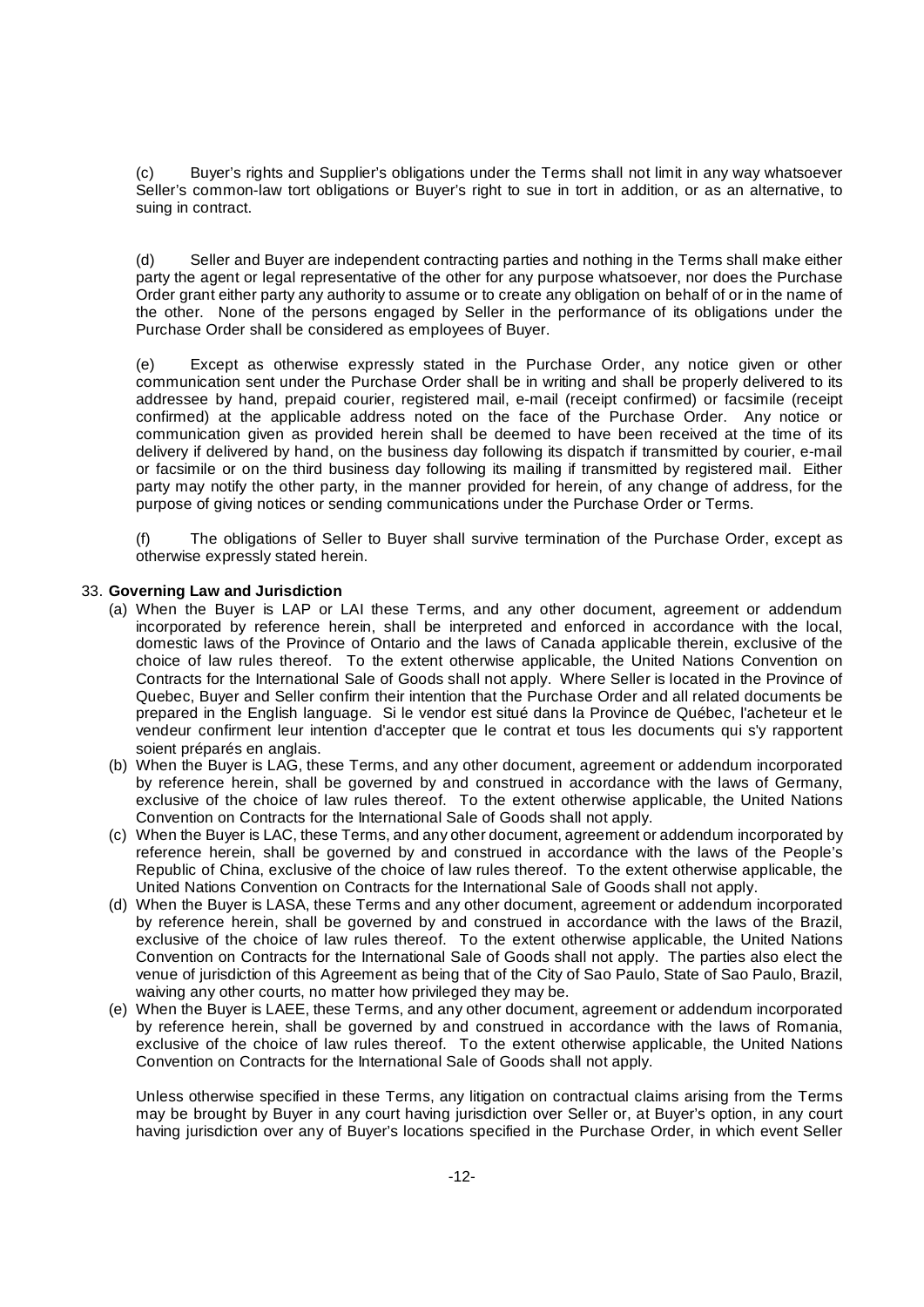(c) Buyer's rights and Supplier's obligations under the Terms shall not limit in any way whatsoever Seller's common-law tort obligations or Buyer's right to sue in tort in addition, or as an alternative, to suing in contract.

(d) Seller and Buyer are independent contracting parties and nothing in the Terms shall make either party the agent or legal representative of the other for any purpose whatsoever, nor does the Purchase Order grant either party any authority to assume or to create any obligation on behalf of or in the name of the other. None of the persons engaged by Seller in the performance of its obligations under the Purchase Order shall be considered as employees of Buyer.

(e) Except as otherwise expressly stated in the Purchase Order, any notice given or other communication sent under the Purchase Order shall be in writing and shall be properly delivered to its addressee by hand, prepaid courier, registered mail, e-mail (receipt confirmed) or facsimile (receipt confirmed) at the applicable address noted on the face of the Purchase Order. Any notice or communication given as provided herein shall be deemed to have been received at the time of its delivery if delivered by hand, on the business day following its dispatch if transmitted by courier, e-mail or facsimile or on the third business day following its mailing if transmitted by registered mail. Either party may notify the other party, in the manner provided for herein, of any change of address, for the purpose of giving notices or sending communications under the Purchase Order or Terms.

(f) The obligations of Seller to Buyer shall survive termination of the Purchase Order, except as otherwise expressly stated herein.

33. **Governing Law and Jurisdiction**

(a) When the Buyer is LAP or LAI these Terms, and any other document, agreement or addendum incorporated by reference herein, shall be interpreted and enforced in accordance with the local, domestic laws of the Province of Ontario and the laws of Canada applicable therein, exclusive of the choice of law rules thereof. To the extent otherwise applicable, the United Nations Convention on Contracts for the International Sale of Goods shall not apply. Where Seller is located in the Province of Quebec, Buyer and Seller confirm their intention that the Purchase Order and all related documents be prepared in the English language. Si le vendor est situé dans la Province de Québec, l'acheteur et le vendeur confirment leur intention d'accepter que le contrat et tous les documents qui s'y rapportent soient préparés en anglais.

(b) When the Buyer is LAG, these Terms, and any other document, agreement or addendum incorporated by reference herein, shall be governed by and construed in accordance with the laws of Germany, exclusive of the choice of law rules thereof. To the extent otherwise applicable, the United Nations Convention on Contracts for the International Sale of Goods shall not apply.

(c) When the Buyer is LAC, these Terms, and any other document, agreement or addendum incorporated by reference herein, shall be governed by and construed in accordance with the laws of the People's Republic of China, exclusive of the choice of law rules thereof. To the extent otherwise applicable, the United Nations Convention on Contracts for the International Sale of Goods shall not apply.

(d) When the Buyer is LASA, these Terms and any other document, agreement or addendum incorporated by reference herein, shall be governed by and construed in accordance with the laws of the Brazil, exclusive of the choice of law rules thereof. To the extent otherwise applicable, the United Nations Convention on Contracts for the International Sale of Goods shall not apply. The parties also elect the venue of jurisdiction of this Agreement as being that of the City of Sao Paulo, State of Sao Paulo, Brazil, waiving any other courts, no matter how privileged they may be.

(e) When the Buyer is LAEE, these Terms, and any other document, agreement or addendum incorporated by reference herein, shall be governed by and construed in accordance with the laws of Romania, exclusive of the choice of law rules thereof. To the extent otherwise applicable, the United Nations Convention on Contracts for the International Sale of Goods shall not apply.

Unless otherwise specified in these Terms, any litigation on contractual claims arising from the Terms may be brought by Buyer in any court having jurisdiction over Seller or, at Buyer's option, in any court having jurisdiction over any of Buyer's locations specified in the Purchase Order, in which event Seller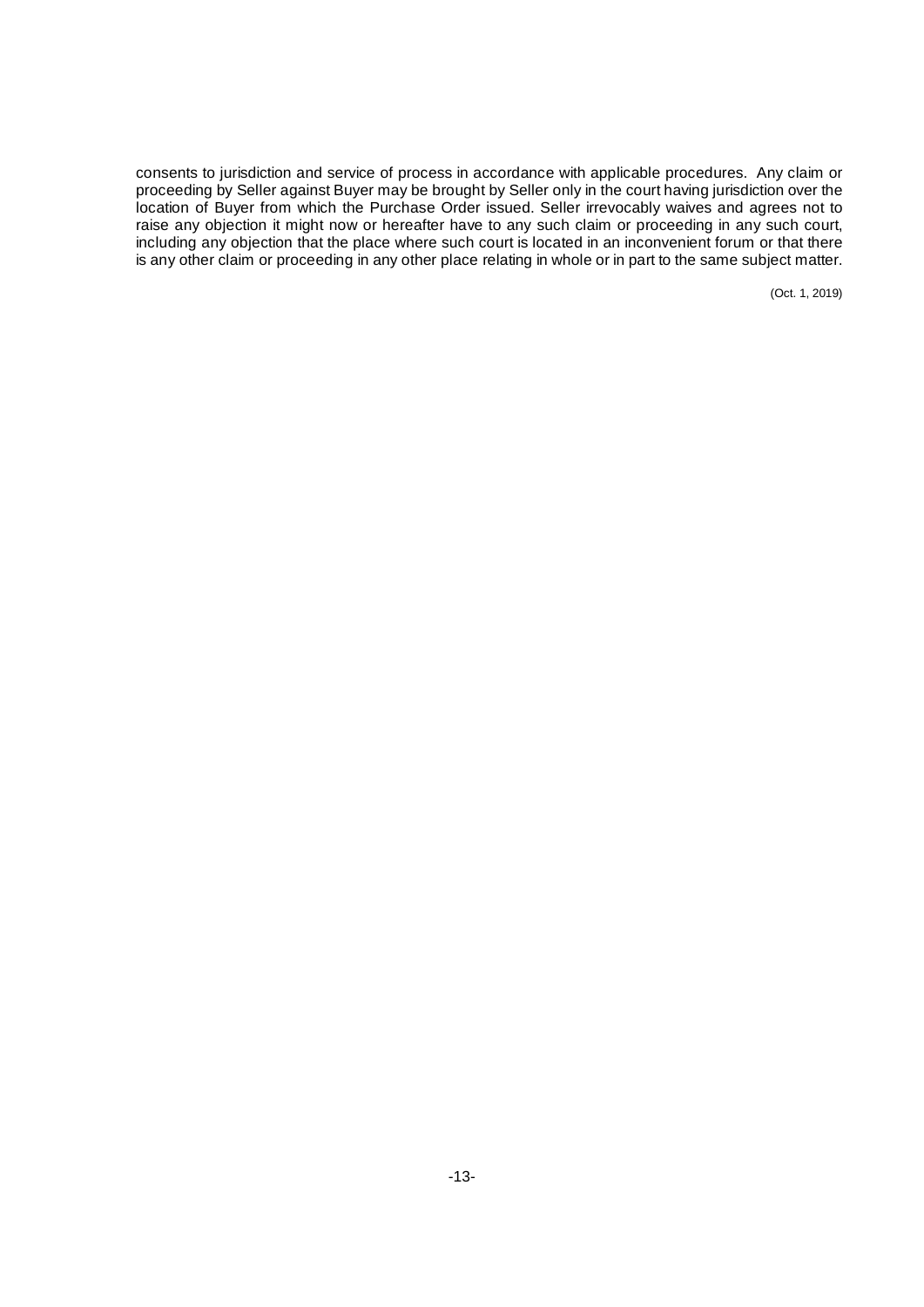consents to jurisdiction and service of process in accordance with applicable procedures. Any claim or proceeding by Seller against Buyer may be brought by Seller only in the court having jurisdiction over the location of Buyer from which the Purchase Order issued. Seller irrevocably waives and agrees not to raise any objection it might now or hereafter have to any such claim or proceeding in any such court, including any objection that the place where such court is located in an inconvenient forum or that there is any other claim or proceeding in any other place relating in whole or in part to the same subject matter.

(Oct. 1, 2019)